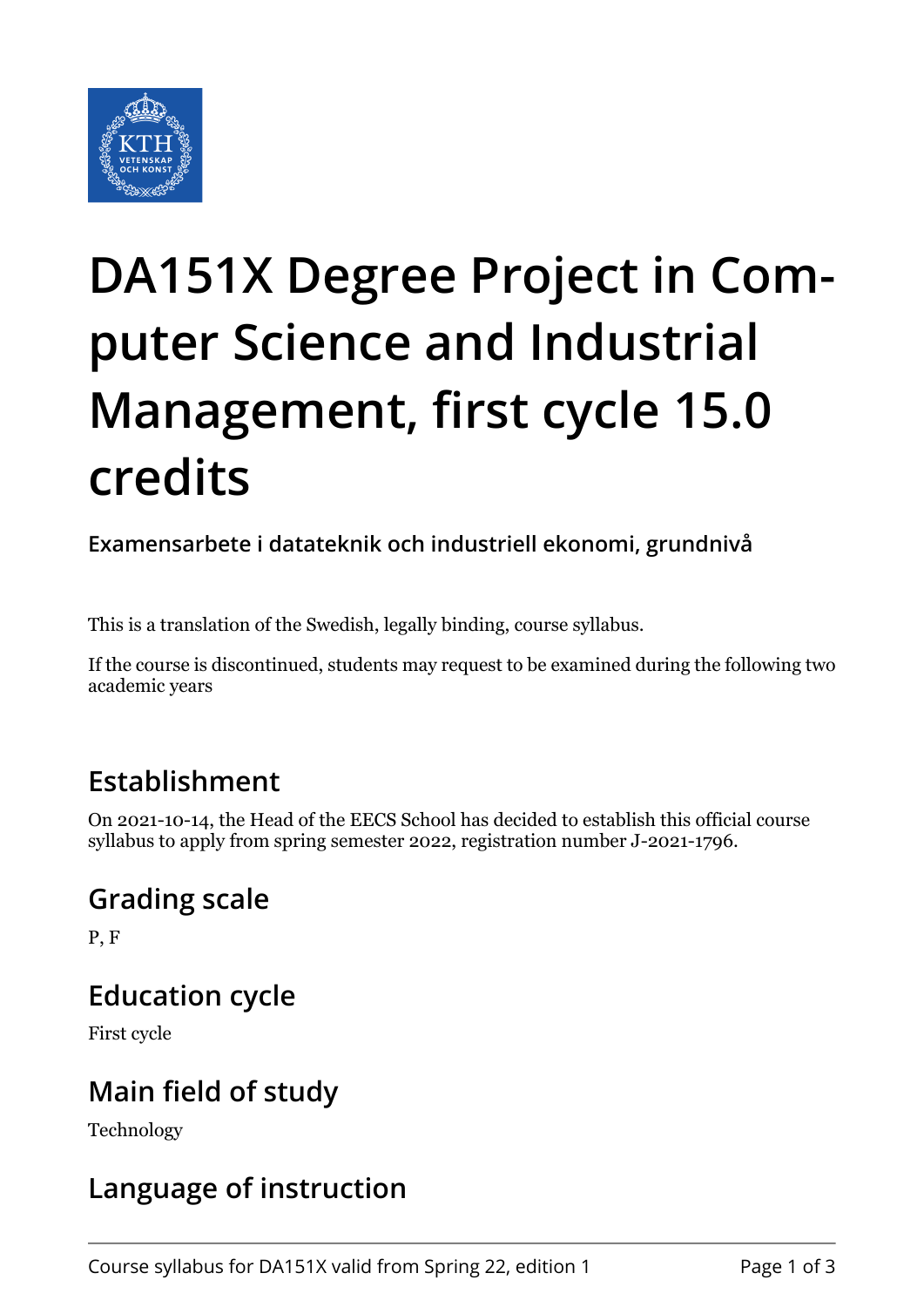# DA151X Degree Project in Computer Science and Industrial Management, first cycle 15.0 credits

**Examensarbete i datateknik och industriell ekonomi, grundnivå**

This is a translation of the Swedish, legally binding, course syllabus.

If the course is discontinued, students may request to be examined during the following two academic years

## Establishment

On 2021-10-14, the Head of the EECS School has decided to establish this official course syllabus to apply from spring semester 2022, registration number J-2021-1796.

## Grading scale

P, F

## Education cycle

First cycle

## Main field of study

Technology

## Language of instruction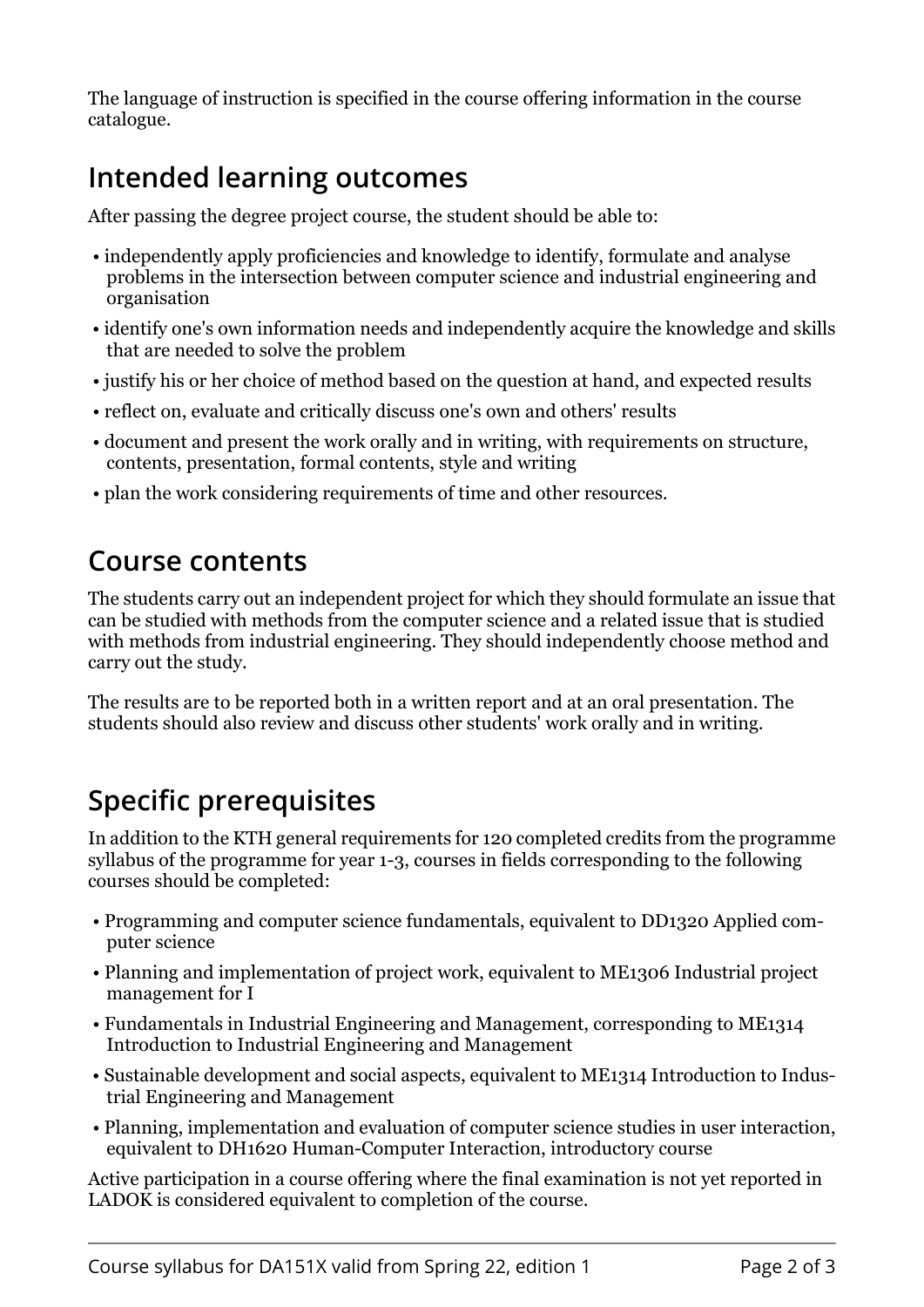The language of instruction is specified in the course offering information in the course catalogue.

## Intended learning outcomes

After passing the degree project course, the student should be able to:

- independently apply proficiencies and knowledge to identify, formulate and analyse problems in the intersection between computer science and industrial engineering and organisation
- identify one's own information needs and independently acquire the knowledge and skills that are needed to solve the problem
- justify his or her choice of method based on the question at hand, and expected results
- reflect on, evaluate and critically discuss one's own and others' results
- document and present the work orally and in writing, with requirements on structure, contents, presentation, formal contents, style and writing
- plan the work considering requirements of time and other resources.

## Course contents

The students carry out an independent project for which they should formulate an issue that can be studied with methods from the computer science and a related issue that is studied with methods from industrial engineering. They should independently choose method and carry out the study.

The results are to be reported both in a written report and at an oral presentation. The students should also review and discuss other students' work orally and in writing.

## Specific prerequisites

In addition to the KTH general requirements for 120 completed credits from the programme syllabus of the programme for year 1-3, courses in fields corresponding to the following courses should be completed:

- Programming and computer science fundamentals, equivalent to DD1320 Applied computer science
- Planning and implementation of project work, equivalent to ME1306 Industrial project management for I
- Fundamentals in Industrial Engineering and Management, corresponding to ME1314 Introduction to Industrial Engineering and Management
- Sustainable development and social aspects, equivalent to ME1314 Introduction to Industrial Engineering and Management
- Planning, implementation and evaluation of computer science studies in user interaction, equivalent to DH1620 Human-Computer Interaction, introductory course

Active participation in a course offering where the final examination is not yet reported in LADOK is considered equivalent to completion of the course.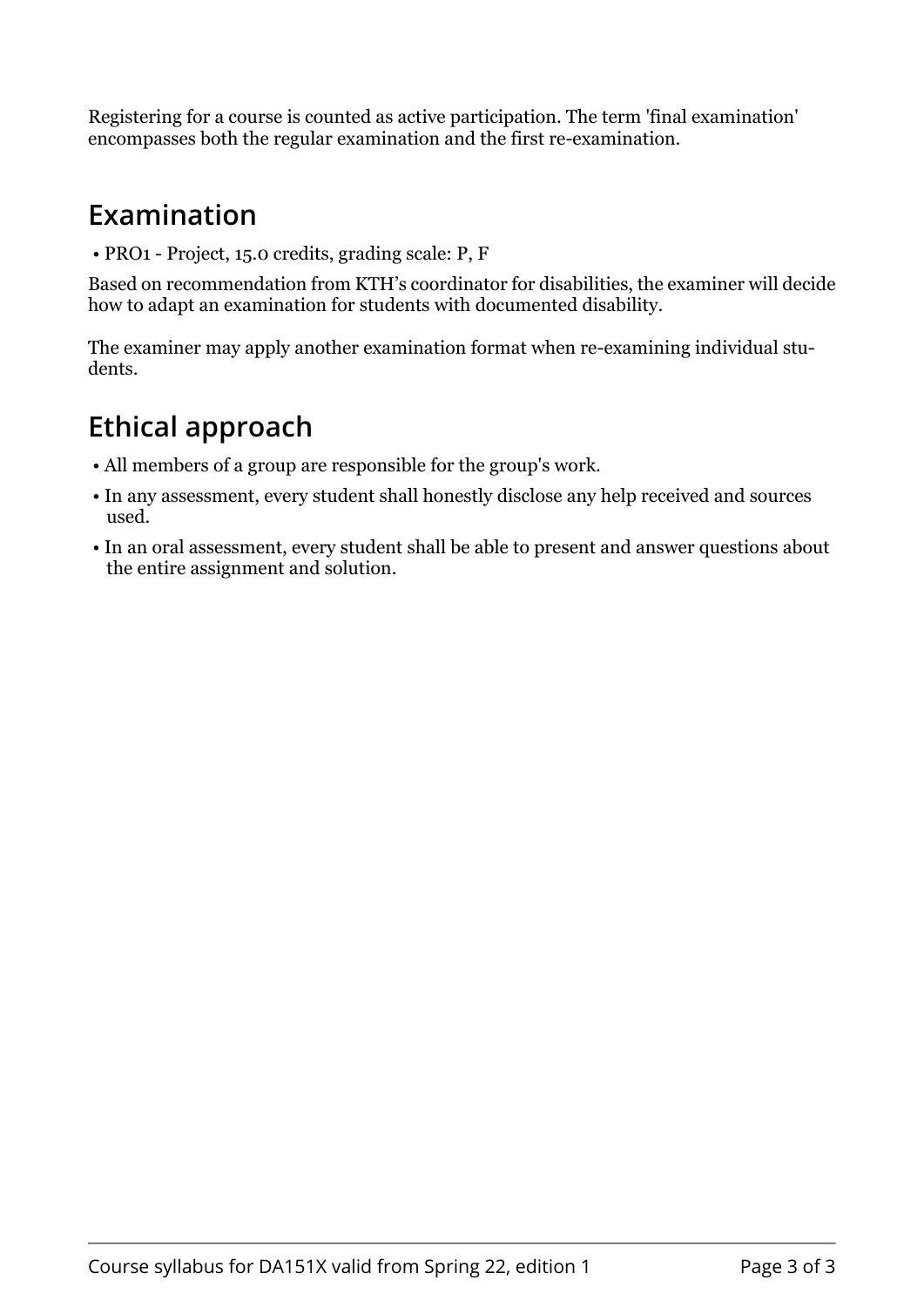Registering for a course is counted as active participation. The term 'final examination' encompasses both the regular examination and the first re-examination.

## Examination

- PRO1 - Project, 15.0 credits, grading scale: P, F

Based on recommendation from KTH's coordinator for disabilities, the examiner will decide how to adapt an examination for students with documented disability.

The examiner may apply another examination format when re-examining individual students.

## Ethical approach

- All members of a group are responsible for the group's work.
- In any assessment, every student shall honestly disclose any help received and sources used.
- In an oral assessment, every student shall be able to present and answer questions about the entire assignment and solution.